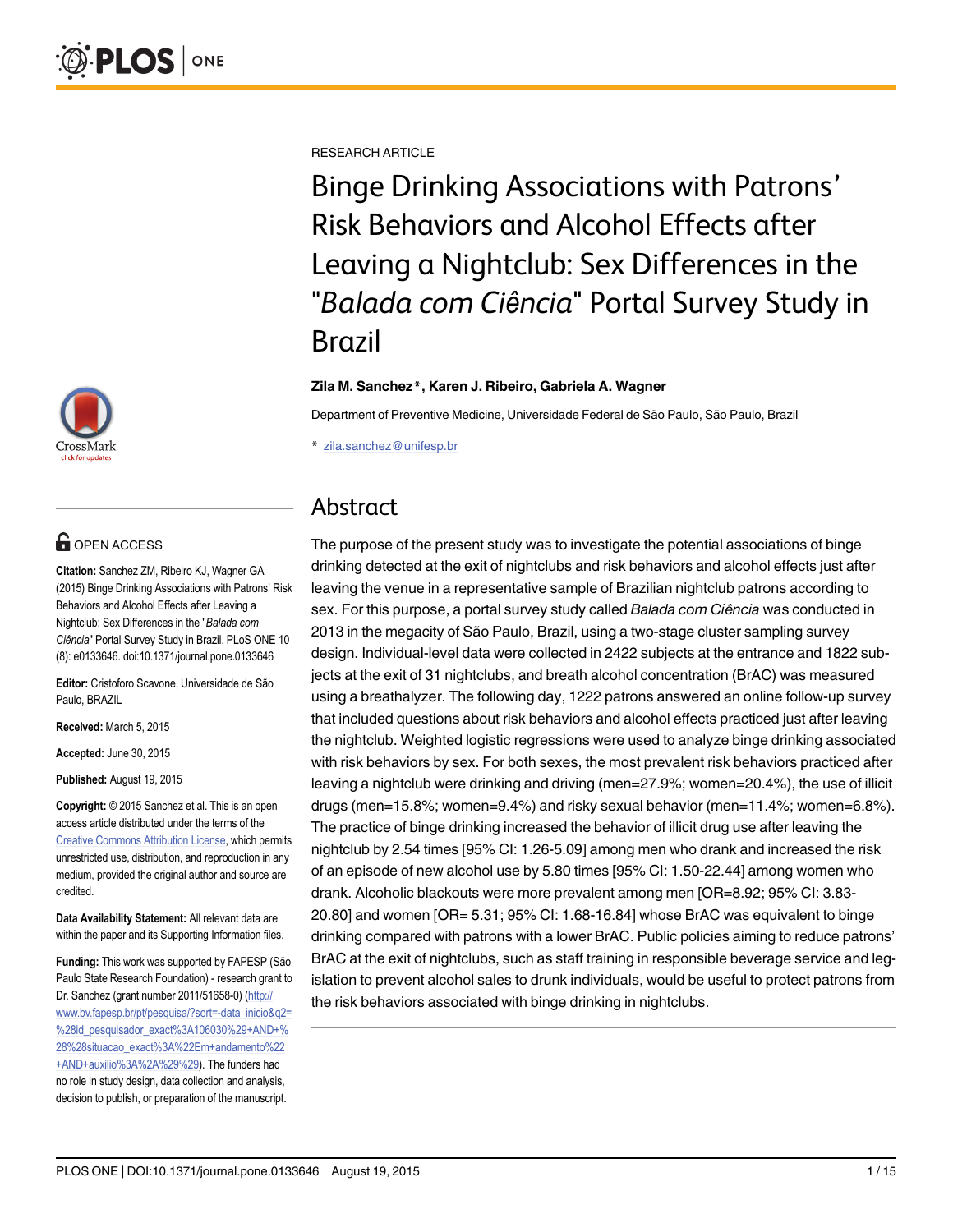RESEARCH ARTICLE

# Binge Drinking Associations with Patrons' Risk Behaviors and Alcohol Effects after Leaving a Nightclub: Sex Differences in the "*Balada com Ciência*" Portal Survey Study in Brazil

**Zila M. Sanchez\*, Karen J. Ribeiro, Gabriela A. Wagner**

Department of Preventive Medicine, Universidade Federal de São Paulo, São Paulo, Brazil

\* zila.sanchez@unifesp.br

OPEN ACCESS

**Citation:** Sanchez ZM, Ribeiro KJ, Wagner GA (2015) Binge Drinking Associations with Patrons' Risk Behaviors and Alcohol Effects after Leaving a Nightclub: Sex Differences in the "*Balada com Ciência*" Portal Survey Study in Brazil. PLoS ONE 10 (8): e0133646. doi:10.1371/journal.pone.0133646

**Editor:** Cristoforo Scavone, Universidade de São Paulo, BRAZIL

**Received:** March 5, 2015

**Accepted:** June 30, 2015

**Published:** August 19, 2015

**Copyright:** © 2015 Sanchez et al. This is an open access article distributed under the terms of the Creative Commons Attribution License, which permits unrestricted use, distribution, and reproduction in any medium, provided the original author and source are credited.

**Data Availability Statement:** All relevant data are within the paper and its Supporting Information files.

**Funding:** This work was supported by FAPESP (São Paulo State Research Foundation) - research grant to Dr. Sanchez (grant number 2011/51658-0) (http://www.bv.fapesp.br/pt/pesquisa/?sort=-data_inicio&q2=%28id_pesquisador_exact%3A106030%29+AND+%28%28situacao_exact%3A%22Em+andamento%22+AND+auxilio%3A%2A%29%29). The funders had no role in study design, data collection and analysis, decision to publish, or preparation of the manuscript.

## Abstract

The purpose of the present study was to investigate the potential associations of binge drinking detected at the exit of nightclubs and risk behaviors and alcohol effects just after leaving the venue in a representative sample of Brazilian nightclub patrons according to sex. For this purpose, a portal survey study called *Balada com Ciência* was conducted in 2013 in the megacity of São Paulo, Brazil, using a two-stage cluster sampling survey design. Individual-level data were collected in 2422 subjects at the entrance and 1822 subjects at the exit of 31 nightclubs, and breath alcohol concentration (BrAC) was measured using a breathalyzer. The following day, 1222 patrons answered an online follow-up survey that included questions about risk behaviors and alcohol effects practiced just after leaving the nightclub. Weighted logistic regressions were used to analyze binge drinking associated with risk behaviors by sex. For both sexes, the most prevalent risk behaviors practiced after leaving a nightclub were drinking and driving (men=27.9%; women=20.4%), the use of illicit drugs (men=15.8%; women=9.4%) and risky sexual behavior (men=11.4%; women=6.8%). The practice of binge drinking increased the behavior of illicit drug use after leaving the nightclub by 2.54 times [95% CI: 1.26-5.09] among men who drank and increased the risk of an episode of new alcohol use by 5.80 times [95% CI: 1.50-22.44] among women who drank. Alcoholic blackouts were more prevalent among men [OR=8.92; 95% CI: 3.83-20.80] and women [OR= 5.31; 95% CI: 1.68-16.84] whose BrAC was equivalent to binge drinking compared with patrons with a lower BrAC. Public policies aiming to reduce patrons' BrAC at the exit of nightclubs, such as staff training in responsible beverage service and legislation to prevent alcohol sales to drunk individuals, would be useful to protect patrons from the risk behaviors associated with binge drinking in nightclubs.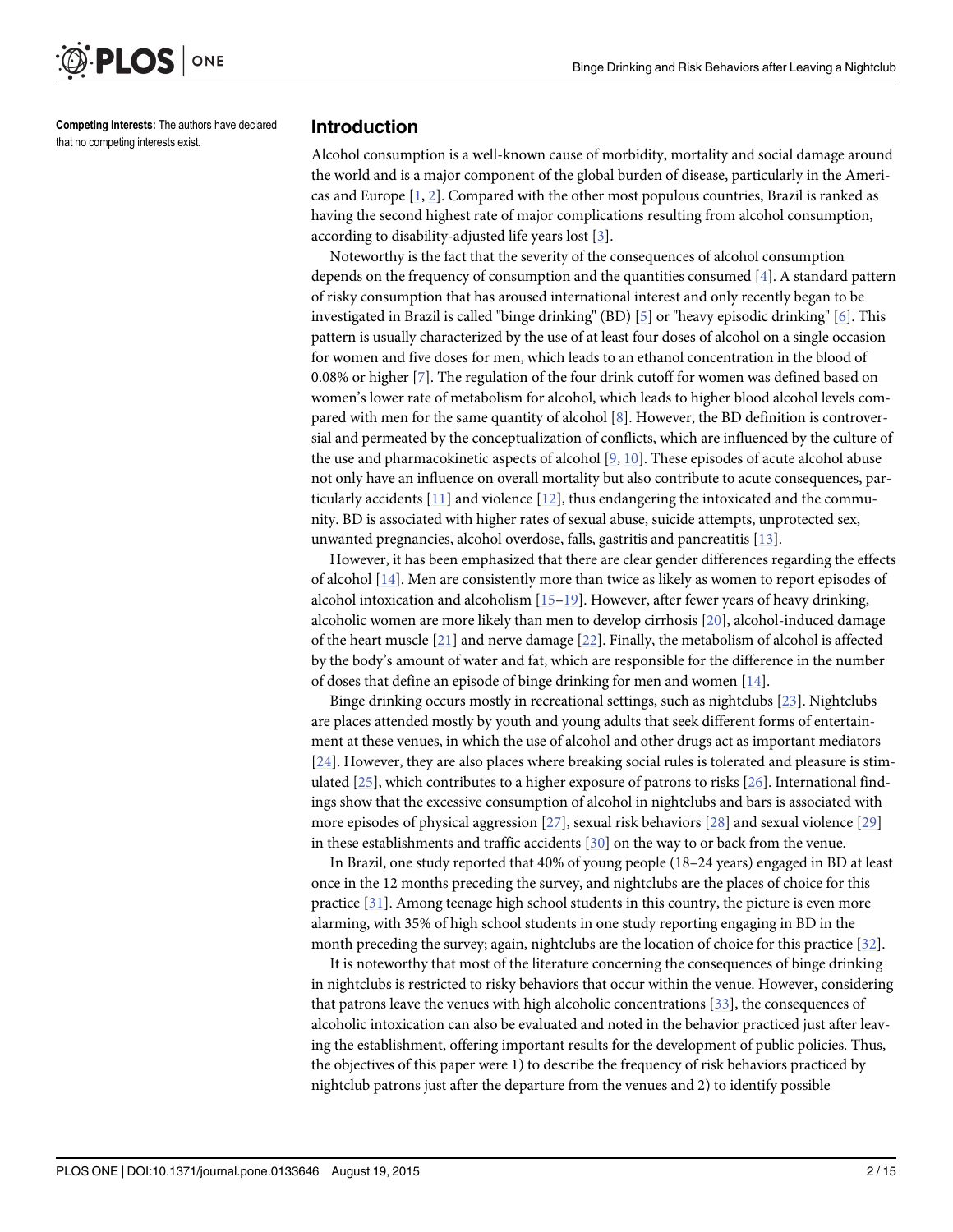**Competing Interests:** The authors have declared that no competing interests exist.

## Introduction

Alcohol consumption is a well-known cause of morbidity, mortality and social damage around the world and is a major component of the global burden of disease, particularly in the Americas and Europe [1, 2]. Compared with the other most populous countries, Brazil is ranked as having the second highest rate of major complications resulting from alcohol consumption, according to disability-adjusted life years lost [3].

Noteworthy is the fact that the severity of the consequences of alcohol consumption depends on the frequency of consumption and the quantities consumed [4]. A standard pattern of risky consumption that has aroused international interest and only recently began to be investigated in Brazil is called "binge drinking" (BD) [5] or "heavy episodic drinking" [6]. This pattern is usually characterized by the use of at least four doses of alcohol on a single occasion for women and five doses for men, which leads to an ethanol concentration in the blood of 0.08% or higher [7]. The regulation of the four drink cutoff for women was defined based on women's lower rate of metabolism for alcohol, which leads to higher blood alcohol levels compared with men for the same quantity of alcohol [8]. However, the BD definition is controversial and permeated by the conceptualization of conflicts, which are influenced by the culture of the use and pharmacokinetic aspects of alcohol [9, 10]. These episodes of acute alcohol abuse not only have an influence on overall mortality but also contribute to acute consequences, particularly accidents [11] and violence [12], thus endangering the intoxicated and the community. BD is associated with higher rates of sexual abuse, suicide attempts, unprotected sex, unwanted pregnancies, alcohol overdose, falls, gastritis and pancreatitis [13].

However, it has been emphasized that there are clear gender differences regarding the effects of alcohol [14]. Men are consistently more than twice as likely as women to report episodes of alcohol intoxication and alcoholism [15–19]. However, after fewer years of heavy drinking, alcoholic women are more likely than men to develop cirrhosis [20], alcohol-induced damage of the heart muscle [21] and nerve damage [22]. Finally, the metabolism of alcohol is affected by the body's amount of water and fat, which are responsible for the difference in the number of doses that define an episode of binge drinking for men and women [14].

Binge drinking occurs mostly in recreational settings, such as nightclubs [23]. Nightclubs are places attended mostly by youth and young adults that seek different forms of entertainment at these venues, in which the use of alcohol and other drugs act as important mediators [24]. However, they are also places where breaking social rules is tolerated and pleasure is stimulated [25], which contributes to a higher exposure of patrons to risks [26]. International findings show that the excessive consumption of alcohol in nightclubs and bars is associated with more episodes of physical aggression [27], sexual risk behaviors [28] and sexual violence [29] in these establishments and traffic accidents [30] on the way to or back from the venue.

In Brazil, one study reported that 40% of young people (18–24 years) engaged in BD at least once in the 12 months preceding the survey, and nightclubs are the places of choice for this practice [31]. Among teenage high school students in this country, the picture is even more alarming, with 35% of high school students in one study reporting engaging in BD in the month preceding the survey; again, nightclubs are the location of choice for this practice [32].

It is noteworthy that most of the literature concerning the consequences of binge drinking in nightclubs is restricted to risky behaviors that occur within the venue. However, considering that patrons leave the venues with high alcoholic concentrations [33], the consequences of alcoholic intoxication can also be evaluated and noted in the behavior practiced just after leaving the establishment, offering important results for the development of public policies. Thus, the objectives of this paper were 1) to describe the frequency of risk behaviors practiced by nightclub patrons just after the departure from the venues and 2) to identify possible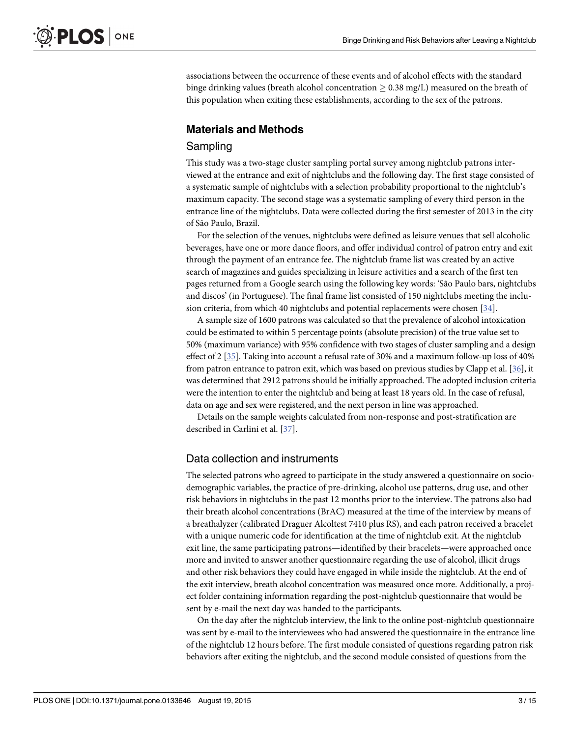associations between the occurrence of these events and of alcohol effects with the standard binge drinking values (breath alcohol concentration $\geq$ 0.38 mg/L) measured on the breath of this population when exiting these establishments, according to the sex of the patrons.

## Materials and Methods

### Sampling

This study was a two-stage cluster sampling portal survey among nightclub patrons interviewed at the entrance and exit of nightclubs and the following day. The first stage consisted of a systematic sample of nightclubs with a selection probability proportional to the nightclub's maximum capacity. The second stage was a systematic sampling of every third person in the entrance line of the nightclubs. Data were collected during the first semester of 2013 in the city of São Paulo, Brazil.

For the selection of the venues, nightclubs were defined as leisure venues that sell alcoholic beverages, have one or more dance floors, and offer individual control of patron entry and exit through the payment of an entrance fee. The nightclub frame list was created by an active search of magazines and guides specializing in leisure activities and a search of the first ten pages returned from a Google search using the following key words: 'São Paulo bars, nightclubs and discos' (in Portuguese). The final frame list consisted of 150 nightclubs meeting the inclusion criteria, from which 40 nightclubs and potential replacements were chosen [34].

A sample size of 1600 patrons was calculated so that the prevalence of alcohol intoxication could be estimated to within 5 percentage points (absolute precision) of the true value set to 50% (maximum variance) with 95% confidence with two stages of cluster sampling and a design effect of 2 [35]. Taking into account a refusal rate of 30% and a maximum follow-up loss of 40% from patron entrance to patron exit, which was based on previous studies by Clapp et al. [36], it was determined that 2912 patrons should be initially approached. The adopted inclusion criteria were the intention to enter the nightclub and being at least 18 years old. In the case of refusal, data on age and sex were registered, and the next person in line was approached.

Details on the sample weights calculated from non-response and post-stratification are described in Carlini et al. [37].

### Data collection and instruments

The selected patrons who agreed to participate in the study answered a questionnaire on sociodemographic variables, the practice of pre-drinking, alcohol use patterns, drug use, and other risk behaviors in nightclubs in the past 12 months prior to the interview. The patrons also had their breath alcohol concentrations (BrAC) measured at the time of the interview by means of a breathalyzer (calibrated Draguer Alcoltest 7410 plus RS), and each patron received a bracelet with a unique numeric code for identification at the time of nightclub exit. At the nightclub exit line, the same participating patrons—identified by their bracelets—were approached once more and invited to answer another questionnaire regarding the use of alcohol, illicit drugs and other risk behaviors they could have engaged in while inside the nightclub. At the end of the exit interview, breath alcohol concentration was measured once more. Additionally, a project folder containing information regarding the post-nightclub questionnaire that would be sent by e-mail the next day was handed to the participants.

On the day after the nightclub interview, the link to the online post-nightclub questionnaire was sent by e-mail to the interviewees who had answered the questionnaire in the entrance line of the nightclub 12 hours before. The first module consisted of questions regarding patron risk behaviors after exiting the nightclub, and the second module consisted of questions from the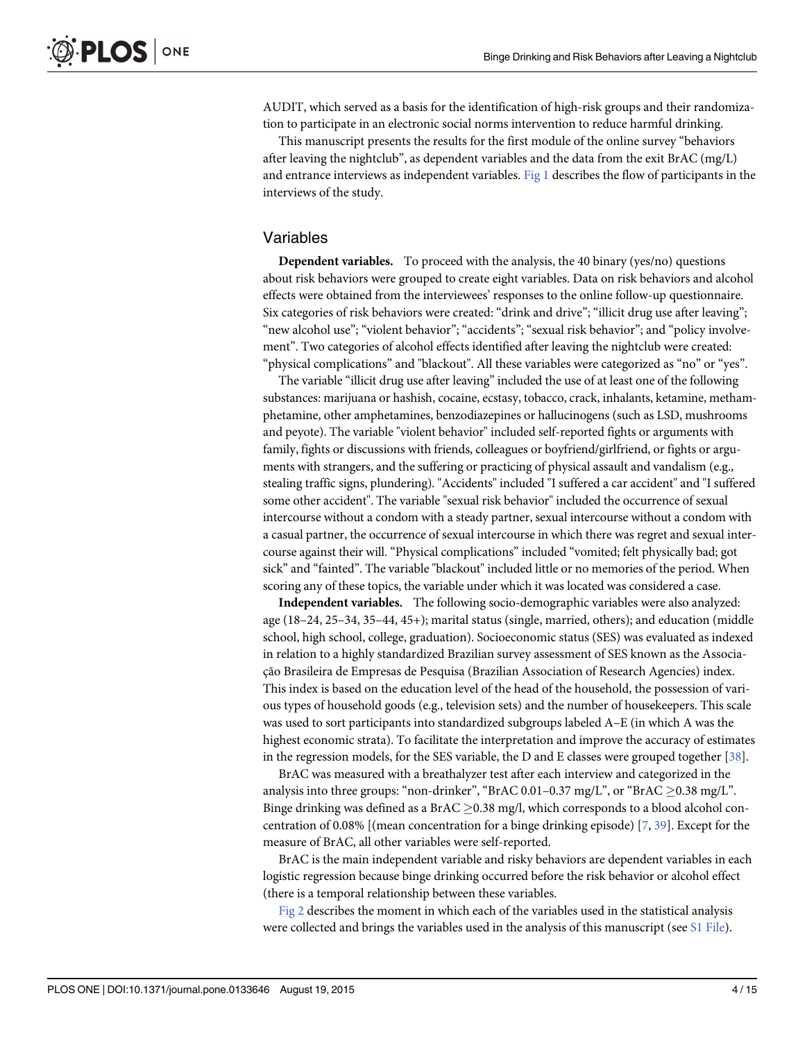AUDIT, which served as a basis for the identification of high-risk groups and their randomization to participate in an electronic social norms intervention to reduce harmful drinking.

This manuscript presents the results for the first module of the online survey "behaviors after leaving the nightclub", as dependent variables and the data from the exit BrAC (mg/L) and entrance interviews as independent variables. Fig 1 describes the flow of participants in the interviews of the study.

## Variables

**Dependent variables.** To proceed with the analysis, the 40 binary (yes/no) questions about risk behaviors were grouped to create eight variables. Data on risk behaviors and alcohol effects were obtained from the interviewees' responses to the online follow-up questionnaire. Six categories of risk behaviors were created: "drink and drive"; "illicit drug use after leaving"; "new alcohol use"; "violent behavior"; "accidents"; "sexual risk behavior"; and "policy involvement". Two categories of alcohol effects identified after leaving the nightclub were created: "physical complications" and "blackout". All these variables were categorized as "no" or "yes".

The variable "illicit drug use after leaving" included the use of at least one of the following substances: marijuana or hashish, cocaine, ecstasy, tobacco, crack, inhalants, ketamine, methamphetamine, other amphetamines, benzodiazepines or hallucinogens (such as LSD, mushrooms and peyote). The variable "violent behavior" included self-reported fights or arguments with family, fights or discussions with friends, colleagues or boyfriend/girlfriend, or fights or arguments with strangers, and the suffering or practicing of physical assault and vandalism (e.g., stealing traffic signs, plundering). "Accidents" included "I suffered a car accident" and "I suffered some other accident". The variable "sexual risk behavior" included the occurrence of sexual intercourse without a condom with a steady partner, sexual intercourse without a condom with a casual partner, the occurrence of sexual intercourse in which there was regret and sexual intercourse against their will. "Physical complications" included "vomited; felt physically bad; got sick" and "fainted". The variable "blackout" included little or no memories of the period. When scoring any of these topics, the variable under which it was located was considered a case.

**Independent variables.** The following socio-demographic variables were also analyzed: age (18–24, 25–34, 35–44, 45+); marital status (single, married, others); and education (middle school, high school, college, graduation). Socioeconomic status (SES) was evaluated as indexed in relation to a highly standardized Brazilian survey assessment of SES known as the Associação Brasileira de Empresas de Pesquisa (Brazilian Association of Research Agencies) index. This index is based on the education level of the head of the household, the possession of various types of household goods (e.g., television sets) and the number of housekeepers. This scale was used to sort participants into standardized subgroups labeled A–E (in which A was the highest economic strata). To facilitate the interpretation and improve the accuracy of estimates in the regression models, for the SES variable, the D and E classes were grouped together [38].

BrAC was measured with a breathalyzer test after each interview and categorized in the analysis into three groups: "non-drinker", "BrAC 0.01–0.37 mg/L", or "BrAC $\geq$0.38 mg/L". Binge drinking was defined as a BrAC $\geq$0.38 mg/l, which corresponds to a blood alcohol concentration of 0.08% [(mean concentration for a binge drinking episode) [7, 39]. Except for the measure of BrAC, all other variables were self-reported.

BrAC is the main independent variable and risky behaviors are dependent variables in each logistic regression because binge drinking occurred before the risk behavior or alcohol effect (there is a temporal relationship between these variables.

Fig 2 describes the moment in which each of the variables used in the statistical analysis were collected and brings the variables used in the analysis of this manuscript (see S1 File).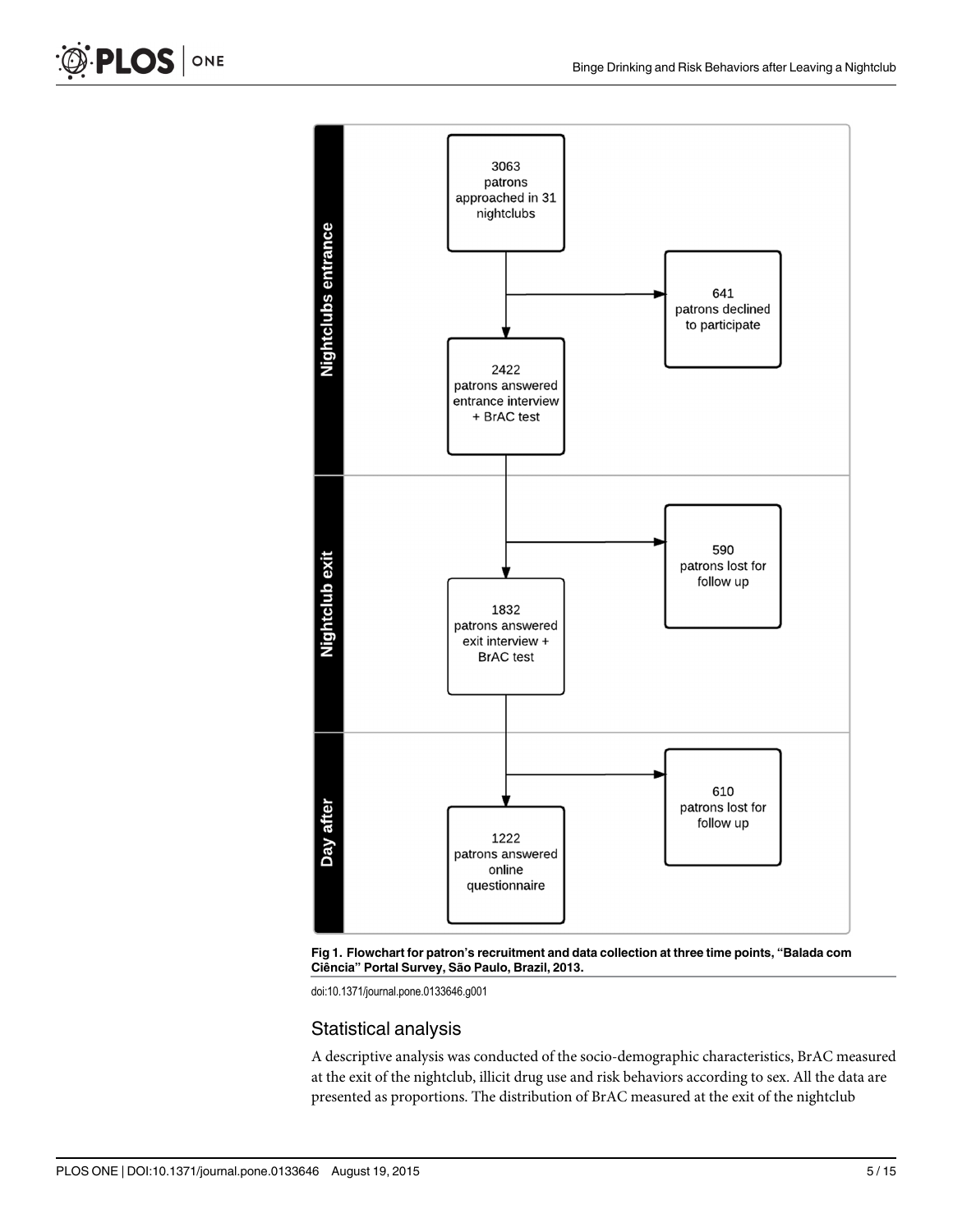**Fig 1. Flowchart for patron's recruitment and data collection at three time points, "Balada com Ciência" Portal Survey, São Paulo, Brazil, 2013.**

doi:10.1371/journal.pone.0133646.g001

## Statistical analysis

A descriptive analysis was conducted of the socio-demographic characteristics, BrAC measured at the exit of the nightclub, illicit drug use and risk behaviors according to sex. All the data are presented as proportions. The distribution of BrAC measured at the exit of the nightclub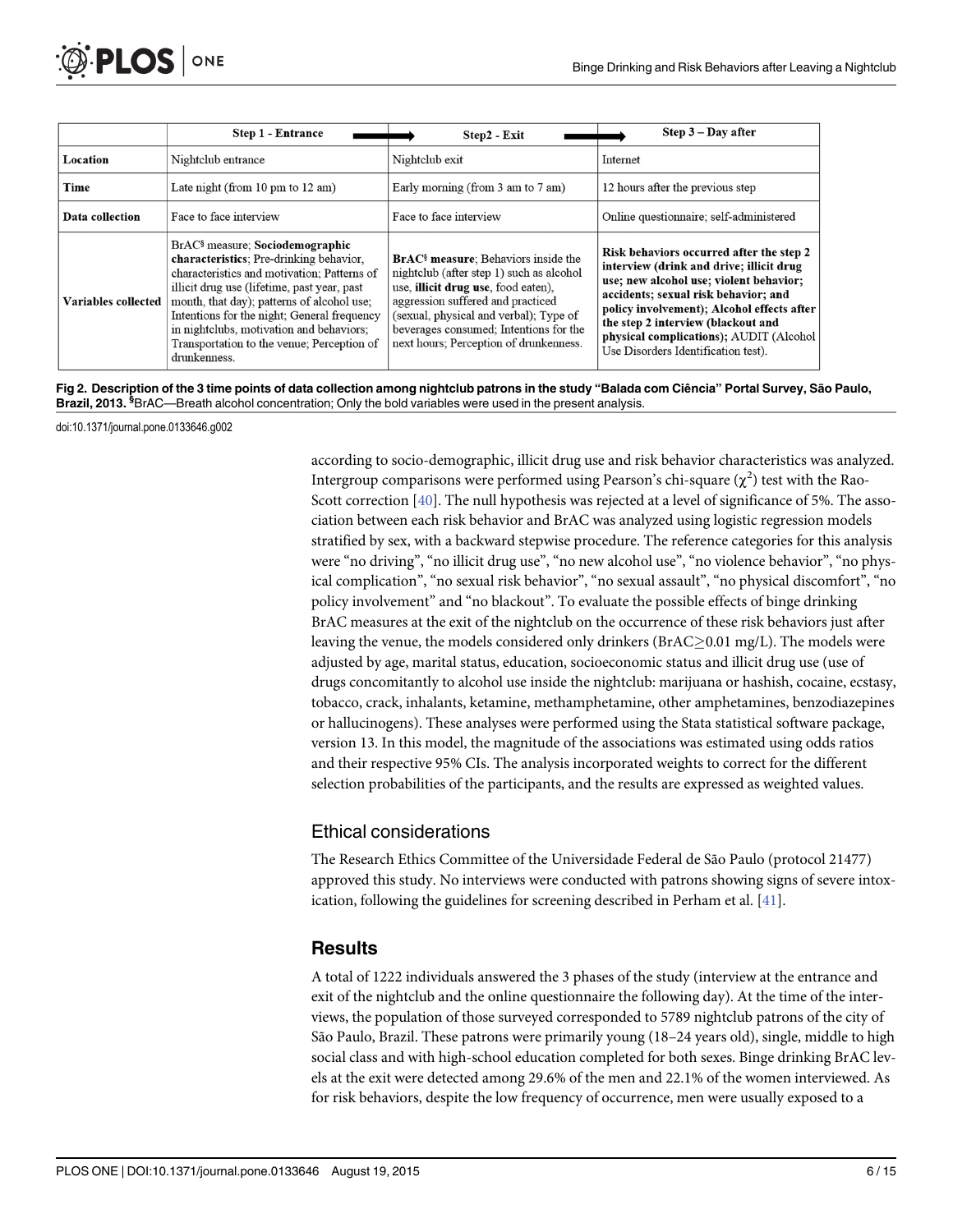|  | Step 1 - Entrance | Step2 - Exit | Step 3 – Day after |
|---|---|---|---|
| **Location** | Nightclub entrance | Nightclub exit | Internet |
| **Time** | Late night (from 10 pm to 12 am) | Early morning (from 3 am to 7 am) | 12 hours after the previous step |
| **Data collection** | Face to face interview | Face to face interview | Online questionnaire; self-administered |
| **Variables collected** | BrAC[§] measure; **Sociodemographic characteristics**; Pre-drinking behavior, characteristics and motivation; Patterns of illicit drug use (lifetime, past year, past month, that day); patterns of alcohol use; Intentions for the night; General frequency in nightclubs, motivation and behaviors; Transportation to the venue; Perception of drunkenness. | **BrAC[§] measure**; Behaviors inside the nightclub (after step 1) such as alcohol use, **illicit drug use**, food eaten), aggression suffered and practiced (sexual, physical and verbal); Type of beverages consumed; Intentions for the next hours; Perception of drunkenness. | **Risk behaviors occurred after the step 2 interview (drink and drive; illicit drug use; new alcohol use; violent behavior; accidents; sexual risk behavior; and policy involvement); Alcohol effects after the step 2 interview (blackout and physical complications);** AUDIT (Alcohol Use Disorders Identification test). |

**Fig 2. Description of the 3 time points of data collection among nightclub patrons in the study "Balada com Ciência" Portal Survey, São Paulo, Brazil, 2013.** [§]BrAC—Breath alcohol concentration; Only the bold variables were used in the present analysis.

doi:10.1371/journal.pone.0133646.g002

according to socio-demographic, illicit drug use and risk behavior characteristics was analyzed. Intergroup comparisons were performed using Pearson's chi-square ($\chi^2$) test with the Rao-Scott correction [40]. The null hypothesis was rejected at a level of significance of 5%. The association between each risk behavior and BrAC was analyzed using logistic regression models stratified by sex, with a backward stepwise procedure. The reference categories for this analysis were "no driving", "no illicit drug use", "no new alcohol use", "no violence behavior", "no physical complication", "no sexual risk behavior", "no sexual assault", "no physical discomfort", "no policy involvement" and "no blackout". To evaluate the possible effects of binge drinking BrAC measures at the exit of the nightclub on the occurrence of these risk behaviors just after leaving the venue, the models considered only drinkers (BrAC$\geq$0.01 mg/L). The models were adjusted by age, marital status, education, socioeconomic status and illicit drug use (use of drugs concomitantly to alcohol use inside the nightclub: marijuana or hashish, cocaine, ecstasy, tobacco, crack, inhalants, ketamine, methamphetamine, other amphetamines, benzodiazepines or hallucinogens). These analyses were performed using the Stata statistical software package, version 13. In this model, the magnitude of the associations was estimated using odds ratios and their respective 95% CIs. The analysis incorporated weights to correct for the different selection probabilities of the participants, and the results are expressed as weighted values.

## Ethical considerations

The Research Ethics Committee of the Universidade Federal de São Paulo (protocol 21477) approved this study. No interviews were conducted with patrons showing signs of severe intoxication, following the guidelines for screening described in Perham et al. [41].

# Results

A total of 1222 individuals answered the 3 phases of the study (interview at the entrance and exit of the nightclub and the online questionnaire the following day). At the time of the interviews, the population of those surveyed corresponded to 5789 nightclub patrons of the city of São Paulo, Brazil. These patrons were primarily young (18–24 years old), single, middle to high social class and with high-school education completed for both sexes. Binge drinking BrAC levels at the exit were detected among 29.6% of the men and 22.1% of the women interviewed. As for risk behaviors, despite the low frequency of occurrence, men were usually exposed to a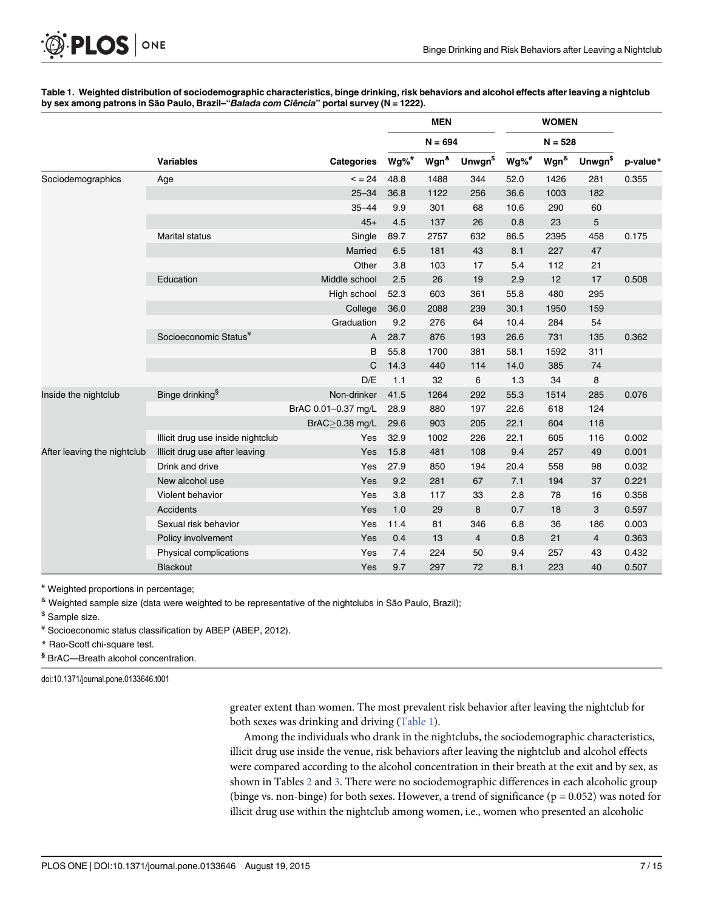**Table 1. Weighted distribution of sociodemographic characteristics, binge drinking, risk behaviors and alcohol effects after leaving a nightclub by sex among patrons in São Paulo, Brazil–"*Balada com Ciência*" portal survey (N = 1222).**

| | | | MEN | | | WOMEN | | | |
|---|---|---|---|---|---|---|---|---|---|
| | | | N = 694 | | | N = 528 | | | |
| | Variables | Categories | Wg%[#] | Wgn[&] | Unwgn[$] | Wg%[#] | Wgn[&] | Unwgn[$] | p-value* |
| Sociodemographics | Age | < = 24 | 48.8 | 1488 | 344 | 52.0 | 1426 | 281 | 0.355 |
| | | 25–34 | 36.8 | 1122 | 256 | 36.6 | 1003 | 182 | |
| | | 35–44 | 9.9 | 301 | 68 | 10.6 | 290 | 60 | |
| | | 45+ | 4.5 | 137 | 26 | 0.8 | 23 | 5 | |
| | Marital status | Single | 89.7 | 2757 | 632 | 86.5 | 2395 | 458 | 0.175 |
| | | Married | 6.5 | 181 | 43 | 8.1 | 227 | 47 | |
| | | Other | 3.8 | 103 | 17 | 5.4 | 112 | 21 | |
| | Education | Middle school | 2.5 | 26 | 19 | 2.9 | 12 | 17 | 0.508 |
| | | High school | 52.3 | 603 | 361 | 55.8 | 480 | 295 | |
| | | College | 36.0 | 2088 | 239 | 30.1 | 1950 | 159 | |
| | | Graduation | 9.2 | 276 | 64 | 10.4 | 284 | 54 | |
| | Socioeconomic Status[¥] | A | 28.7 | 876 | 193 | 26.6 | 731 | 135 | 0.362 |
| | | B | 55.8 | 1700 | 381 | 58.1 | 1592 | 311 | |
| | | C | 14.3 | 440 | 114 | 14.0 | 385 | 74 | |
| | | D/E | 1.1 | 32 | 6 | 1.3 | 34 | 8 | |
| Inside the nightclub | Binge drinking[§] | Non-drinker | 41.5 | 1264 | 292 | 55.3 | 1514 | 285 | 0.076 |
| | | BrAC 0.01–0.37 mg/L | 28.9 | 880 | 197 | 22.6 | 618 | 124 | |
| | | BrAC≥0.38 mg/L | 29.6 | 903 | 205 | 22.1 | 604 | 118 | |
| | Illicit drug use inside nightclub | Yes | 32.9 | 1002 | 226 | 22.1 | 605 | 116 | 0.002 |
| After leaving the nightclub | Illicit drug use after leaving | Yes | 15.8 | 481 | 108 | 9.4 | 257 | 49 | 0.001 |
| | Drink and drive | Yes | 27.9 | 850 | 194 | 20.4 | 558 | 98 | 0.032 |
| | New alcohol use | Yes | 9.2 | 281 | 67 | 7.1 | 194 | 37 | 0.221 |
| | Violent behavior | Yes | 3.8 | 117 | 33 | 2.8 | 78 | 16 | 0.358 |
| | Accidents | Yes | 1.0 | 29 | 8 | 0.7 | 18 | 3 | 0.597 |
| | Sexual risk behavior | Yes | 11.4 | 81 | 346 | 6.8 | 36 | 186 | 0.003 |
| | Policy involvement | Yes | 0.4 | 13 | 4 | 0.8 | 21 | 4 | 0.363 |
| | Physical complications | Yes | 7.4 | 224 | 50 | 9.4 | 257 | 43 | 0.432 |
| | Blackout | Yes | 9.7 | 297 | 72 | 8.1 | 223 | 40 | 0.507 |

[#] Weighted proportions in percentage;

[&] Weighted sample size (data were weighted to be representative of the nightclubs in São Paulo, Brazil);

[$] Sample size.

[¥] Socioeconomic status classification by ABEP (ABEP, 2012).

\* Rao-Scott chi-square test.

[§] BrAC—Breath alcohol concentration.

doi:10.1371/journal.pone.0133646.t001

greater extent than women. The most prevalent risk behavior after leaving the nightclub for both sexes was drinking and driving (Table 1).

Among the individuals who drank in the nightclubs, the sociodemographic characteristics, illicit drug use inside the venue, risk behaviors after leaving the nightclub and alcohol effects were compared according to the alcohol concentration in their breath at the exit and by sex, as shown in Tables 2 and 3. There were no sociodemographic differences in each alcoholic group (binge vs. non-binge) for both sexes. However, a trend of significance ($p = 0.052$) was noted for illicit drug use within the nightclub among women, i.e., women who presented an alcoholic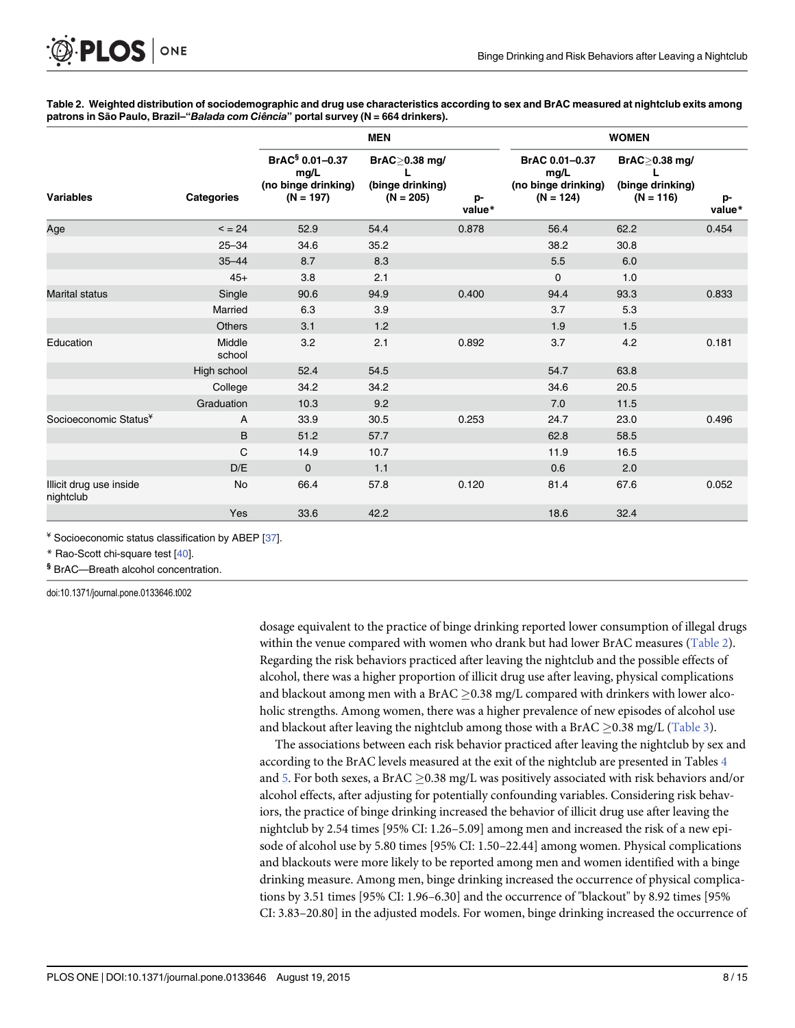**Table 2. Weighted distribution of sociodemographic and drug use characteristics according to sex and BrAC measured at nightclub exits among patrons in São Paulo, Brazil–"*Balada com Ciência*" portal survey (N = 664 drinkers).**

| | | MEN | | | WOMEN | | |
|---|---|---|---|---|---|---|---|
| Variables | Categories | BrAC[§] 0.01–0.37 mg/L (no binge drinking) (N = 197) | BrAC≥0.38 mg/L (binge drinking) (N = 205) | p-value* | BrAC 0.01–0.37 mg/L (no binge drinking) (N = 124) | BrAC≥0.38 mg/L (binge drinking) (N = 116) | p-value* |
| Age | < = 24 | 52.9 | 54.4 | 0.878 | 56.4 | 62.2 | 0.454 |
| | 25–34 | 34.6 | 35.2 | | 38.2 | 30.8 | |
| | 35–44 | 8.7 | 8.3 | | 5.5 | 6.0 | |
| | 45+ | 3.8 | 2.1 | | 0 | 1.0 | |
| Marital status | Single | 90.6 | 94.9 | 0.400 | 94.4 | 93.3 | 0.833 |
| | Married | 6.3 | 3.9 | | 3.7 | 5.3 | |
| | Others | 3.1 | 1.2 | | 1.9 | 1.5 | |
| Education | Middle school | 3.2 | 2.1 | 0.892 | 3.7 | 4.2 | 0.181 |
| | High school | 52.4 | 54.5 | | 54.7 | 63.8 | |
| | College | 34.2 | 34.2 | | 34.6 | 20.5 | |
| | Graduation | 10.3 | 9.2 | | 7.0 | 11.5 | |
| Socioeconomic Status[¥] | A | 33.9 | 30.5 | 0.253 | 24.7 | 23.0 | 0.496 |
| | B | 51.2 | 57.7 | | 62.8 | 58.5 | |
| | C | 14.9 | 10.7 | | 11.9 | 16.5 | |
| | D/E | 0 | 1.1 | | 0.6 | 2.0 | |
| Illicit drug use inside nightclub | No | 66.4 | 57.8 | 0.120 | 81.4 | 67.6 | 0.052 |
| | Yes | 33.6 | 42.2 | | 18.6 | 32.4 | |

[¥] Socioeconomic status classification by ABEP [37].

\* Rao-Scott chi-square test [40].

[§] BrAC—Breath alcohol concentration.

doi:10.1371/journal.pone.0133646.t002

dosage equivalent to the practice of binge drinking reported lower consumption of illegal drugs within the venue compared with women who drank but had lower BrAC measures (Table 2). Regarding the risk behaviors practiced after leaving the nightclub and the possible effects of alcohol, there was a higher proportion of illicit drug use after leaving, physical complications and blackout among men with a BrAC ≥0.38 mg/L compared with drinkers with lower alcoholic strengths. Among women, there was a higher prevalence of new episodes of alcohol use and blackout after leaving the nightclub among those with a BrAC ≥0.38 mg/L (Table 3).

The associations between each risk behavior practiced after leaving the nightclub by sex and according to the BrAC levels measured at the exit of the nightclub are presented in Tables 4 and 5. For both sexes, a BrAC ≥0.38 mg/L was positively associated with risk behaviors and/or alcohol effects, after adjusting for potentially confounding variables. Considering risk behaviors, the practice of binge drinking increased the behavior of illicit drug use after leaving the nightclub by 2.54 times [95% CI: 1.26–5.09] among men and increased the risk of a new episode of alcohol use by 5.80 times [95% CI: 1.50–22.44] among women. Physical complications and blackouts were more likely to be reported among men and women identified with a binge drinking measure. Among men, binge drinking increased the occurrence of physical complications by 3.51 times [95% CI: 1.96–6.30] and the occurrence of "blackout" by 8.92 times [95% CI: 3.83–20.80] in the adjusted models. For women, binge drinking increased the occurrence of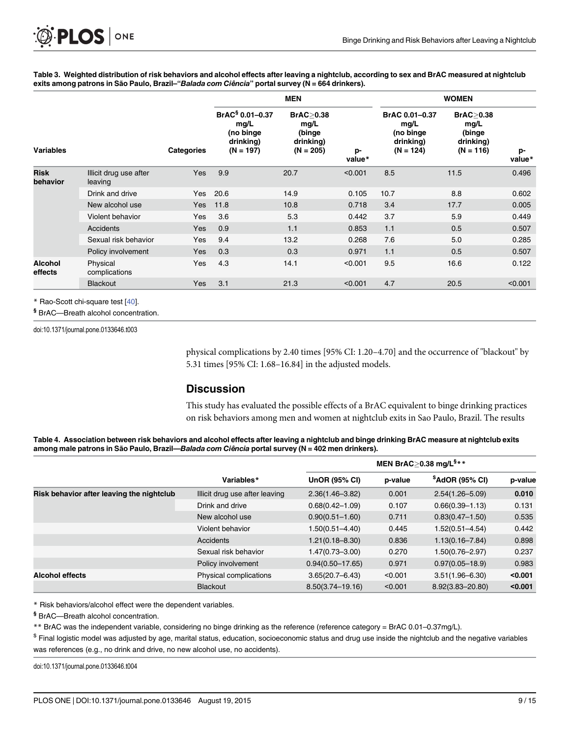**Table 3. Weighted distribution of risk behaviors and alcohol effects after leaving a nightclub, according to sex and BrAC measured at nightclub exits among patrons in São Paulo, Brazil–"*Balada com Ciência*" portal survey (N = 664 drinkers).**

| | | | MEN | | | WOMEN | | |
|---|---|---|---|---|---|---|---|---|
| Variables | | Categories | BrAC[§] 0.01–0.37 mg/L (no binge drinking) (N = 197) | BrAC≥0.38 mg/L (binge drinking) (N = 205) | p-value* | BrAC 0.01–0.37 mg/L (no binge drinking) (N = 124) | BrAC≥0.38 mg/L (binge drinking) (N = 116) | p-value* |
| **Risk behavior** | Illicit drug use after leaving | Yes | 9.9 | 20.7 | <0.001 | 8.5 | 11.5 | 0.496 |
| | Drink and drive | Yes | 20.6 | 14.9 | 0.105 | 10.7 | 8.8 | 0.602 |
| | New alcohol use | Yes | 11.8 | 10.8 | 0.718 | 3.4 | 17.7 | 0.005 |
| | Violent behavior | Yes | 3.6 | 5.3 | 0.442 | 3.7 | 5.9 | 0.449 |
| | Accidents | Yes | 0.9 | 1.1 | 0.853 | 1.1 | 0.5 | 0.507 |
| | Sexual risk behavior | Yes | 9.4 | 13.2 | 0.268 | 7.6 | 5.0 | 0.285 |
| | Policy involvement | Yes | 0.3 | 0.3 | 0.971 | 1.1 | 0.5 | 0.507 |
| **Alcohol effects** | Physical complications | Yes | 4.3 | 14.1 | <0.001 | 9.5 | 16.6 | 0.122 |
| | Blackout | Yes | 3.1 | 21.3 | <0.001 | 4.7 | 20.5 | <0.001 |

\* Rao-Scott chi-square test [40].

[§] BrAC—Breath alcohol concentration.

doi:10.1371/journal.pone.0133646.t003

physical complications by 2.40 times [95% CI: 1.20–4.70] and the occurrence of "blackout" by 5.31 times [95% CI: 1.68–16.84] in the adjusted models.

## Discussion

This study has evaluated the possible effects of a BrAC equivalent to binge drinking practices on risk behaviors among men and women at nightclub exits in Sao Paulo, Brazil. The results

**Table 4. Association between risk behaviors and alcohol effects after leaving a nightclub and binge drinking BrAC measure at nightclub exits among male patrons in São Paulo, Brazil—*Balada com Ciência* portal survey (N = 402 men drinkers).**

| | | MEN BrAC≥0.38 mg/L[§]** | | | |
|---|---|---|---|---|---|
| | Variables* | UnOR (95% CI) | p-value | [$]AdOR (95% CI) | p-value |
| **Risk behavior after leaving the nightclub** | Illicit drug use after leaving | 2.36(1.46–3.82) | 0.001 | 2.54(1.26–5.09) | **0.010** |
| | Drink and drive | 0.68(0.42–1.09) | 0.107 | 0.66(0.39–1.13) | 0.131 |
| | New alcohol use | 0.90(0.51–1.60) | 0.711 | 0.83(0.47–1.50) | 0.535 |
| | Violent behavior | 1.50(0.51–4.40) | 0.445 | 1.52(0.51–4.54) | 0.442 |
| | Accidents | 1.21(0.18–8.30) | 0.836 | 1.13(0.16–7.84) | 0.898 |
| | Sexual risk behavior | 1.47(0.73–3.00) | 0.270 | 1.50(0.76–2.97) | 0.237 |
| | Policy involvement | 0.94(0.50–17.65) | 0.971 | 0.97(0.05–18.9) | 0.983 |
| **Alcohol effects** | Physical complications | 3.65(20.7–6.43) | <0.001 | 3.51(1.96–6.30) | **<0.001** |
| | Blackout | 8.50(3.74–19.16) | <0.001 | 8.92(3.83–20.80) | **<0.001** |

\* Risk behaviors/alcohol effect were the dependent variables.

[§] BrAC—Breath alcohol concentration.

\*\* BrAC was the independent variable, considering no binge drinking as the reference (reference category = BrAC 0.01–0.37mg/L).

[$] Final logistic model was adjusted by age, marital status, education, socioeconomic status and drug use inside the nightclub and the negative variables was references (e.g., no drink and drive, no new alcohol use, no accidents).

doi:10.1371/journal.pone.0133646.t004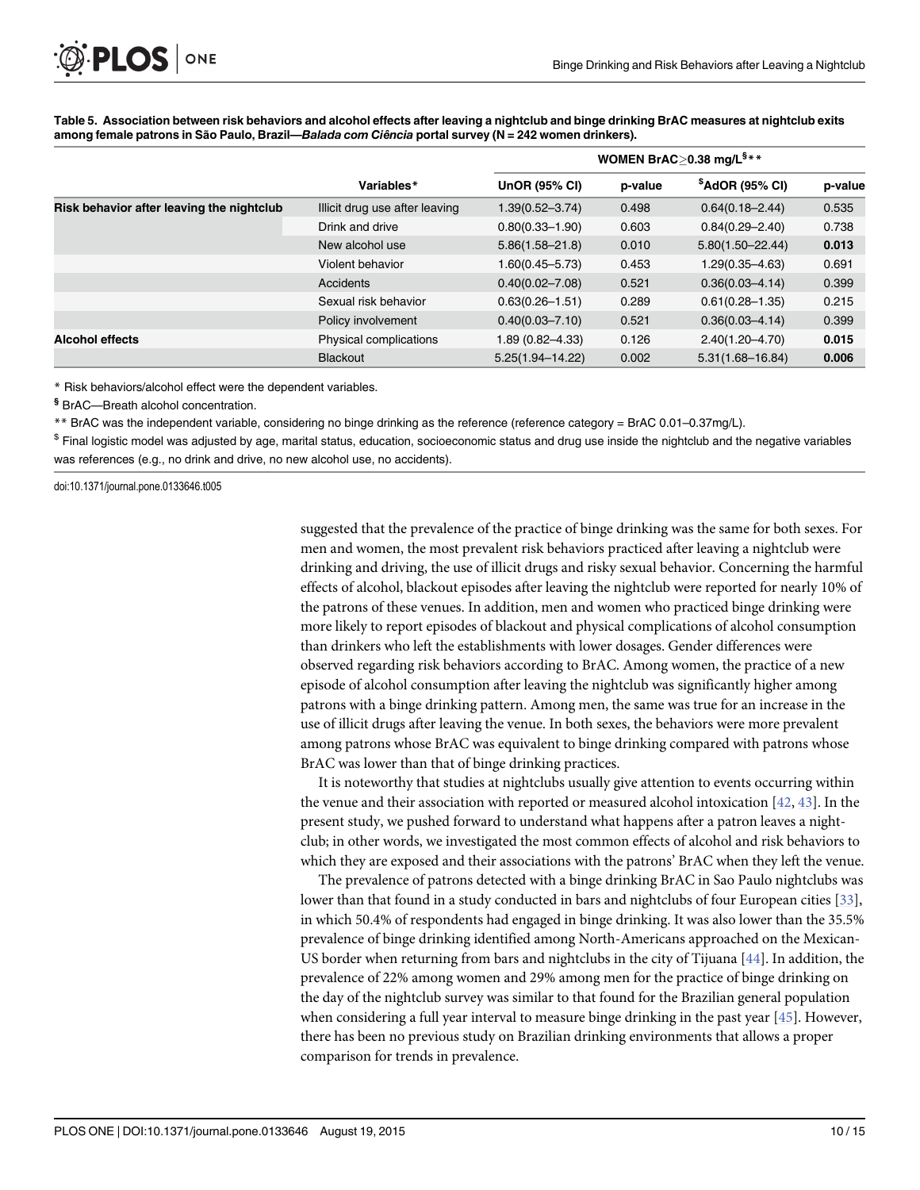**Table 5. Association between risk behaviors and alcohol effects after leaving a nightclub and binge drinking BrAC measures at nightclub exits among female patrons in São Paulo, Brazil—*Balada com Ciência* portal survey (N = 242 women drinkers).**

| | | WOMEN BrAC≥0.38 mg/L§** | | | |
|---|---|---|---|---|---|
| | **Variables*** | **UnOR (95% CI)** | **p-value** | **$AdOR (95% CI)** | **p-value** |
| **Risk behavior after leaving the nightclub** | Illicit drug use after leaving | 1.39(0.52–3.74) | 0.498 | 0.64(0.18–2.44) | 0.535 |
| | Drink and drive | 0.80(0.33–1.90) | 0.603 | 0.84(0.29–2.40) | 0.738 |
| | New alcohol use | 5.86(1.58–21.8) | 0.010 | 5.80(1.50–22.44) | **0.013** |
| | Violent behavior | 1.60(0.45–5.73) | 0.453 | 1.29(0.35–4.63) | 0.691 |
| | Accidents | 0.40(0.02–7.08) | 0.521 | 0.36(0.03–4.14) | 0.399 |
| | Sexual risk behavior | 0.63(0.26–1.51) | 0.289 | 0.61(0.28–1.35) | 0.215 |
| | Policy involvement | 0.40(0.03–7.10) | 0.521 | 0.36(0.03–4.14) | 0.399 |
| **Alcohol effects** | Physical complications | 1.89 (0.82–4.33) | 0.126 | 2.40(1.20–4.70) | **0.015** |
| | Blackout | 5.25(1.94–14.22) | 0.002 | 5.31(1.68–16.84) | **0.006** |

\* Risk behaviors/alcohol effect were the dependent variables.

§ BrAC—Breath alcohol concentration.

** BrAC was the independent variable, considering no binge drinking as the reference (reference category = BrAC 0.01–0.37mg/L).

$ Final logistic model was adjusted by age, marital status, education, socioeconomic status and drug use inside the nightclub and the negative variables was references (e.g., no drink and drive, no new alcohol use, no accidents).

doi:10.1371/journal.pone.0133646.t005

suggested that the prevalence of the practice of binge drinking was the same for both sexes. For men and women, the most prevalent risk behaviors practiced after leaving a nightclub were drinking and driving, the use of illicit drugs and risky sexual behavior. Concerning the harmful effects of alcohol, blackout episodes after leaving the nightclub were reported for nearly 10% of the patrons of these venues. In addition, men and women who practiced binge drinking were more likely to report episodes of blackout and physical complications of alcohol consumption than drinkers who left the establishments with lower dosages. Gender differences were observed regarding risk behaviors according to BrAC. Among women, the practice of a new episode of alcohol consumption after leaving the nightclub was significantly higher among patrons with a binge drinking pattern. Among men, the same was true for an increase in the use of illicit drugs after leaving the venue. In both sexes, the behaviors were more prevalent among patrons whose BrAC was equivalent to binge drinking compared with patrons whose BrAC was lower than that of binge drinking practices.

It is noteworthy that studies at nightclubs usually give attention to events occurring within the venue and their association with reported or measured alcohol intoxication [42, 43]. In the present study, we pushed forward to understand what happens after a patron leaves a nightclub; in other words, we investigated the most common effects of alcohol and risk behaviors to which they are exposed and their associations with the patrons' BrAC when they left the venue.

The prevalence of patrons detected with a binge drinking BrAC in Sao Paulo nightclubs was lower than that found in a study conducted in bars and nightclubs of four European cities [33], in which 50.4% of respondents had engaged in binge drinking. It was also lower than the 35.5% prevalence of binge drinking identified among North-Americans approached on the Mexican-US border when returning from bars and nightclubs in the city of Tijuana [44]. In addition, the prevalence of 22% among women and 29% among men for the practice of binge drinking on the day of the nightclub survey was similar to that found for the Brazilian general population when considering a full year interval to measure binge drinking in the past year [45]. However, there has been no previous study on Brazilian drinking environments that allows a proper comparison for trends in prevalence.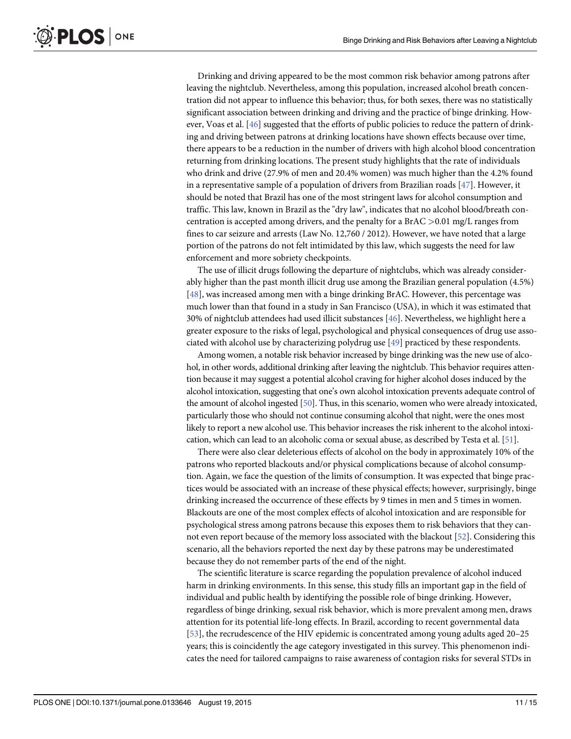Drinking and driving appeared to be the most common risk behavior among patrons after leaving the nightclub. Nevertheless, among this population, increased alcohol breath concentration did not appear to influence this behavior; thus, for both sexes, there was no statistically significant association between drinking and driving and the practice of binge drinking. However, Voas et al. [46] suggested that the efforts of public policies to reduce the pattern of drinking and driving between patrons at drinking locations have shown effects because over time, there appears to be a reduction in the number of drivers with high alcohol blood concentration returning from drinking locations. The present study highlights that the rate of individuals who drink and drive (27.9% of men and 20.4% women) was much higher than the 4.2% found in a representative sample of a population of drivers from Brazilian roads [47]. However, it should be noted that Brazil has one of the most stringent laws for alcohol consumption and traffic. This law, known in Brazil as the "dry law", indicates that no alcohol blood/breath concentration is accepted among drivers, and the penalty for a BrAC >0.01 mg/L ranges from fines to car seizure and arrests (Law No. 12,760 / 2012). However, we have noted that a large portion of the patrons do not felt intimidated by this law, which suggests the need for law enforcement and more sobriety checkpoints.

The use of illicit drugs following the departure of nightclubs, which was already considerably higher than the past month illicit drug use among the Brazilian general population (4.5%) [48], was increased among men with a binge drinking BrAC. However, this percentage was much lower than that found in a study in San Francisco (USA), in which it was estimated that 30% of nightclub attendees had used illicit substances [46]. Nevertheless, we highlight here a greater exposure to the risks of legal, psychological and physical consequences of drug use associated with alcohol use by characterizing polydrug use [49] practiced by these respondents.

Among women, a notable risk behavior increased by binge drinking was the new use of alcohol, in other words, additional drinking after leaving the nightclub. This behavior requires attention because it may suggest a potential alcohol craving for higher alcohol doses induced by the alcohol intoxication, suggesting that one's own alcohol intoxication prevents adequate control of the amount of alcohol ingested [50]. Thus, in this scenario, women who were already intoxicated, particularly those who should not continue consuming alcohol that night, were the ones most likely to report a new alcohol use. This behavior increases the risk inherent to the alcohol intoxication, which can lead to an alcoholic coma or sexual abuse, as described by Testa et al. [51].

There were also clear deleterious effects of alcohol on the body in approximately 10% of the patrons who reported blackouts and/or physical complications because of alcohol consumption. Again, we face the question of the limits of consumption. It was expected that binge practices would be associated with an increase of these physical effects; however, surprisingly, binge drinking increased the occurrence of these effects by 9 times in men and 5 times in women. Blackouts are one of the most complex effects of alcohol intoxication and are responsible for psychological stress among patrons because this exposes them to risk behaviors that they cannot even report because of the memory loss associated with the blackout [52]. Considering this scenario, all the behaviors reported the next day by these patrons may be underestimated because they do not remember parts of the end of the night.

The scientific literature is scarce regarding the population prevalence of alcohol induced harm in drinking environments. In this sense, this study fills an important gap in the field of individual and public health by identifying the possible role of binge drinking. However, regardless of binge drinking, sexual risk behavior, which is more prevalent among men, draws attention for its potential life-long effects. In Brazil, according to recent governmental data [53], the recrudescence of the HIV epidemic is concentrated among young adults aged 20–25 years; this is coincidently the age category investigated in this survey. This phenomenon indicates the need for tailored campaigns to raise awareness of contagion risks for several STDs in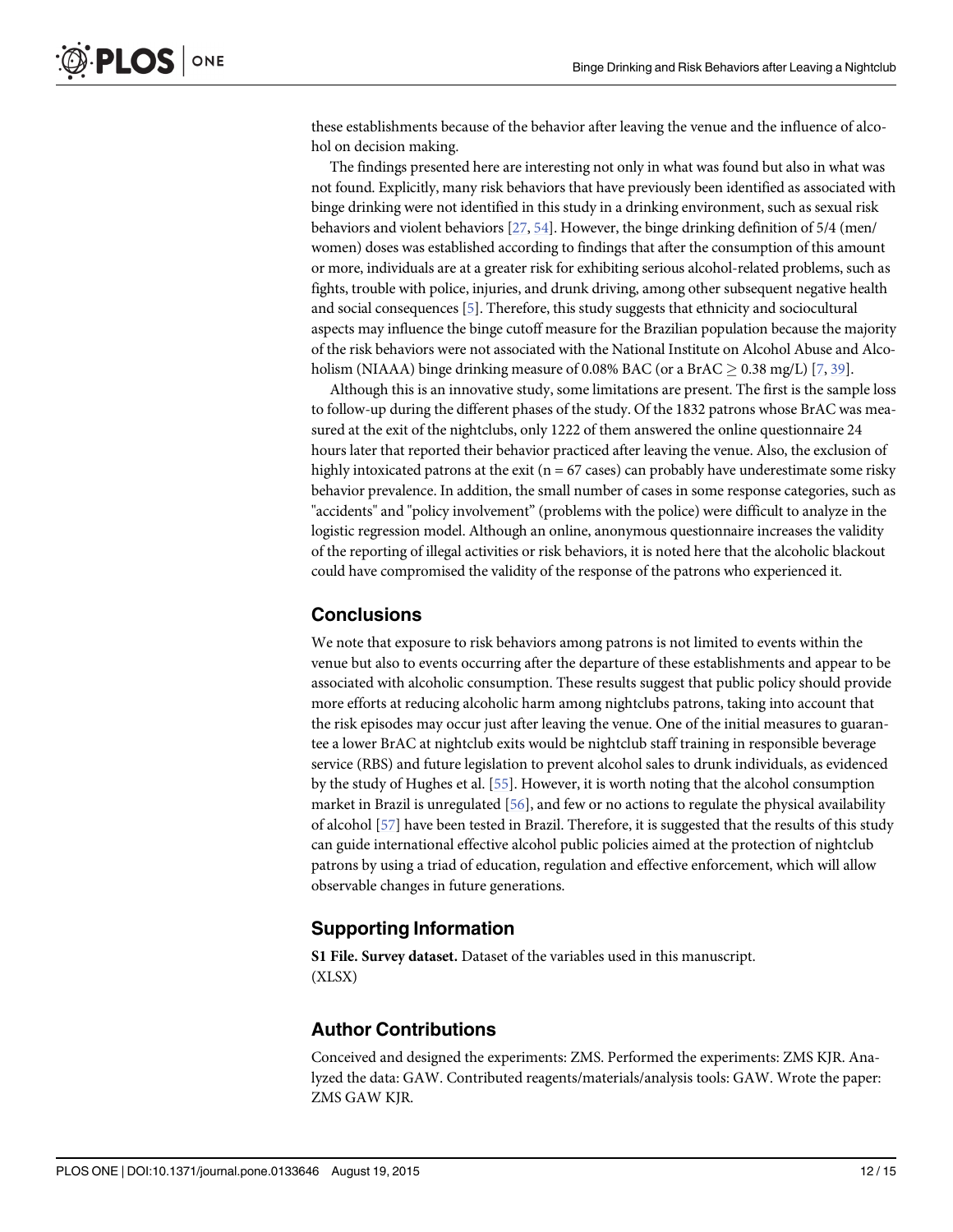these establishments because of the behavior after leaving the venue and the influence of alcohol on decision making.

The findings presented here are interesting not only in what was found but also in what was not found. Explicitly, many risk behaviors that have previously been identified as associated with binge drinking were not identified in this study in a drinking environment, such as sexual risk behaviors and violent behaviors [27, 54]. However, the binge drinking definition of 5/4 (men/women) doses was established according to findings that after the consumption of this amount or more, individuals are at a greater risk for exhibiting serious alcohol-related problems, such as fights, trouble with police, injuries, and drunk driving, among other subsequent negative health and social consequences [5]. Therefore, this study suggests that ethnicity and sociocultural aspects may influence the binge cutoff measure for the Brazilian population because the majority of the risk behaviors were not associated with the National Institute on Alcohol Abuse and Alcoholism (NIAAA) binge drinking measure of 0.08% BAC (or a BrAC $\geq$ 0.38 mg/L) [7, 39].

Although this is an innovative study, some limitations are present. The first is the sample loss to follow-up during the different phases of the study. Of the 1832 patrons whose BrAC was measured at the exit of the nightclubs, only 1222 of them answered the online questionnaire 24 hours later that reported their behavior practiced after leaving the venue. Also, the exclusion of highly intoxicated patrons at the exit (n = 67 cases) can probably have underestimate some risky behavior prevalence. In addition, the small number of cases in some response categories, such as "accidents" and "policy involvement" (problems with the police) were difficult to analyze in the logistic regression model. Although an online, anonymous questionnaire increases the validity of the reporting of illegal activities or risk behaviors, it is noted here that the alcoholic blackout could have compromised the validity of the response of the patrons who experienced it.

## Conclusions

We note that exposure to risk behaviors among patrons is not limited to events within the venue but also to events occurring after the departure of these establishments and appear to be associated with alcoholic consumption. These results suggest that public policy should provide more efforts at reducing alcoholic harm among nightclubs patrons, taking into account that the risk episodes may occur just after leaving the venue. One of the initial measures to guarantee a lower BrAC at nightclub exits would be nightclub staff training in responsible beverage service (RBS) and future legislation to prevent alcohol sales to drunk individuals, as evidenced by the study of Hughes et al. [55]. However, it is worth noting that the alcohol consumption market in Brazil is unregulated [56], and few or no actions to regulate the physical availability of alcohol [57] have been tested in Brazil. Therefore, it is suggested that the results of this study can guide international effective alcohol public policies aimed at the protection of nightclub patrons by using a triad of education, regulation and effective enforcement, which will allow observable changes in future generations.

## Supporting Information

**S1 File. Survey dataset.** Dataset of the variables used in this manuscript.
(XLSX)

## Author Contributions

Conceived and designed the experiments: ZMS. Performed the experiments: ZMS KJR. Analyzed the data: GAW. Contributed reagents/materials/analysis tools: GAW. Wrote the paper: ZMS GAW KJR.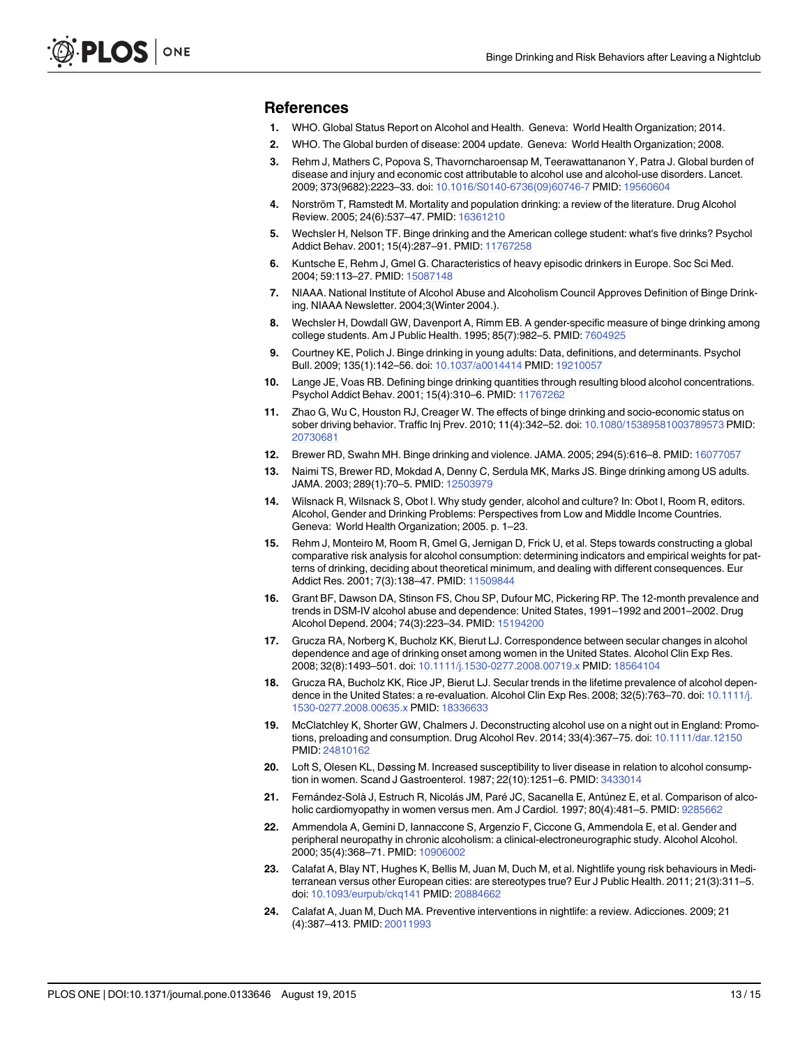## References

1. WHO. Global Status Report on Alcohol and Health. Geneva: World Health Organization; 2014.
2. WHO. The Global burden of disease: 2004 update. Geneva: World Health Organization; 2008.
3. Rehm J, Mathers C, Popova S, Thavorncharoensap M, Teerawattananon Y, Patra J. Global burden of disease and injury and economic cost attributable to alcohol use and alcohol-use disorders. Lancet. 2009; 373(9682):2223–33. doi: 10.1016/S0140-6736(09)60746-7 PMID: 19560604
4. Norström T, Ramstedt M. Mortality and population drinking: a review of the literature. Drug Alcohol Review. 2005; 24(6):537–47. PMID: 16361210
5. Wechsler H, Nelson TF. Binge drinking and the American college student: what's five drinks? Psychol Addict Behav. 2001; 15(4):287–91. PMID: 11767258
6. Kuntsche E, Rehm J, Gmel G. Characteristics of heavy episodic drinkers in Europe. Soc Sci Med. 2004; 59:113–27. PMID: 15087148
7. NIAAA. National Institute of Alcohol Abuse and Alcoholism Council Approves Definition of Binge Drinking. NIAAA Newsletter. 2004;3(Winter 2004.).
8. Wechsler H, Dowdall GW, Davenport A, Rimm EB. A gender-specific measure of binge drinking among college students. Am J Public Health. 1995; 85(7):982–5. PMID: 7604925
9. Courtney KE, Polich J. Binge drinking in young adults: Data, definitions, and determinants. Psychol Bull. 2009; 135(1):142–56. doi: 10.1037/a0014414 PMID: 19210057
10. Lange JE, Voas RB. Defining binge drinking quantities through resulting blood alcohol concentrations. Psychol Addict Behav. 2001; 15(4):310–6. PMID: 11767262
11. Zhao G, Wu C, Houston RJ, Creager W. The effects of binge drinking and socio-economic status on sober driving behavior. Traffic Inj Prev. 2010; 11(4):342–52. doi: 10.1080/15389581003789573 PMID: 20730681
12. Brewer RD, Swahn MH. Binge drinking and violence. JAMA. 2005; 294(5):616–8. PMID: 16077057
13. Naimi TS, Brewer RD, Mokdad A, Denny C, Serdula MK, Marks JS. Binge drinking among US adults. JAMA. 2003; 289(1):70–5. PMID: 12503979
14. Wilsnack R, Wilsnack S, Obot I. Why study gender, alcohol and culture? In: Obot I, Room R, editors. Alcohol, Gender and Drinking Problems: Perspectives from Low and Middle Income Countries. Geneva: World Health Organization; 2005. p. 1–23.
15. Rehm J, Monteiro M, Room R, Gmel G, Jernigan D, Frick U, et al. Steps towards constructing a global comparative risk analysis for alcohol consumption: determining indicators and empirical weights for patterns of drinking, deciding about theoretical minimum, and dealing with different consequences. Eur Addict Res. 2001; 7(3):138–47. PMID: 11509844
16. Grant BF, Dawson DA, Stinson FS, Chou SP, Dufour MC, Pickering RP. The 12-month prevalence and trends in DSM-IV alcohol abuse and dependence: United States, 1991–1992 and 2001–2002. Drug Alcohol Depend. 2004; 74(3):223–34. PMID: 15194200
17. Grucza RA, Norberg K, Bucholz KK, Bierut LJ. Correspondence between secular changes in alcohol dependence and age of drinking onset among women in the United States. Alcohol Clin Exp Res. 2008; 32(8):1493–501. doi: 10.1111/j.1530-0277.2008.00719.x PMID: 18564104
18. Grucza RA, Bucholz KK, Rice JP, Bierut LJ. Secular trends in the lifetime prevalence of alcohol dependence in the United States: a re-evaluation. Alcohol Clin Exp Res. 2008; 32(5):763–70. doi: 10.1111/j.1530-0277.2008.00635.x PMID: 18336633
19. McClatchley K, Shorter GW, Chalmers J. Deconstructing alcohol use on a night out in England: Promotions, preloading and consumption. Drug Alcohol Rev. 2014; 33(4):367–75. doi: 10.1111/dar.12150 PMID: 24810162
20. Loft S, Olesen KL, Døssing M. Increased susceptibility to liver disease in relation to alcohol consumption in women. Scand J Gastroenterol. 1987; 22(10):1251–6. PMID: 3433014
21. Fernández-Solà J, Estruch R, Nicolás JM, Paré JC, Sacanella E, Antúnez E, et al. Comparison of alcoholic cardiomyopathy in women versus men. Am J Cardiol. 1997; 80(4):481–5. PMID: 9285662
22. Ammendola A, Gemini D, Iannaccone S, Argenzio F, Ciccone G, Ammendola E, et al. Gender and peripheral neuropathy in chronic alcoholism: a clinical-electroneurographic study. Alcohol Alcohol. 2000; 35(4):368–71. PMID: 10906002
23. Calafat A, Blay NT, Hughes K, Bellis M, Juan M, Duch M, et al. Nightlife young risk behaviours in Mediterranean versus other European cities: are stereotypes true? Eur J Public Health. 2011; 21(3):311–5. doi: 10.1093/eurpub/ckq141 PMID: 20884662
24. Calafat A, Juan M, Duch MA. Preventive interventions in nightlife: a review. Adicciones. 2009; 21 (4):387–413. PMID: 20011993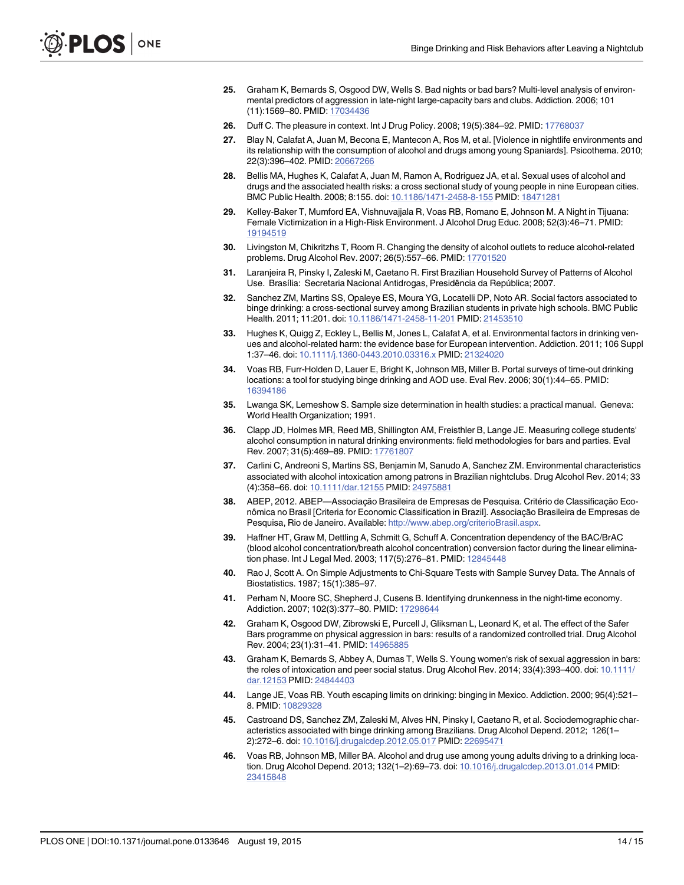25. Graham K, Bernards S, Osgood DW, Wells S. Bad nights or bad bars? Multi-level analysis of environmental predictors of aggression in late-night large-capacity bars and clubs. Addiction. 2006; 101 (11):1569–80. PMID: 17034436

26. Duff C. The pleasure in context. Int J Drug Policy. 2008; 19(5):384–92. PMID: 17768037

27. Blay N, Calafat A, Juan M, Becona E, Mantecon A, Ros M, et al. [Violence in nightlife environments and its relationship with the consumption of alcohol and drugs among young Spaniards]. Psicothema. 2010; 22(3):396–402. PMID: 20667266

28. Bellis MA, Hughes K, Calafat A, Juan M, Ramon A, Rodriguez JA, et al. Sexual uses of alcohol and drugs and the associated health risks: a cross sectional study of young people in nine European cities. BMC Public Health. 2008; 8:155. doi: 10.1186/1471-2458-8-155 PMID: 18471281

29. Kelley-Baker T, Mumford EA, Vishnuvajjala R, Voas RB, Romano E, Johnson M. A Night in Tijuana: Female Victimization in a High-Risk Environment. J Alcohol Drug Educ. 2008; 52(3):46–71. PMID: 19194519

30. Livingston M, Chikritzhs T, Room R. Changing the density of alcohol outlets to reduce alcohol-related problems. Drug Alcohol Rev. 2007; 26(5):557–66. PMID: 17701520

31. Laranjeira R, Pinsky I, Zaleski M, Caetano R. First Brazilian Household Survey of Patterns of Alcohol Use. Brasília: Secretaria Nacional Antidrogas, Presidência da República; 2007.

32. Sanchez ZM, Martins SS, Opaleye ES, Moura YG, Locatelli DP, Noto AR. Social factors associated to binge drinking: a cross-sectional survey among Brazilian students in private high schools. BMC Public Health. 2011; 11:201. doi: 10.1186/1471-2458-11-201 PMID: 21453510

33. Hughes K, Quigg Z, Eckley L, Bellis M, Jones L, Calafat A, et al. Environmental factors in drinking venues and alcohol-related harm: the evidence base for European intervention. Addiction. 2011; 106 Suppl 1:37–46. doi: 10.1111/j.1360-0443.2010.03316.x PMID: 21324020

34. Voas RB, Furr-Holden D, Lauer E, Bright K, Johnson MB, Miller B. Portal surveys of time-out drinking locations: a tool for studying binge drinking and AOD use. Eval Rev. 2006; 30(1):44–65. PMID: 16394186

35. Lwanga SK, Lemeshow S. Sample size determination in health studies: a practical manual. Geneva: World Health Organization; 1991.

36. Clapp JD, Holmes MR, Reed MB, Shillington AM, Freisthler B, Lange JE. Measuring college students' alcohol consumption in natural drinking environments: field methodologies for bars and parties. Eval Rev. 2007; 31(5):469–89. PMID: 17761807

37. Carlini C, Andreoni S, Martins SS, Benjamin M, Sanudo A, Sanchez ZM. Environmental characteristics associated with alcohol intoxication among patrons in Brazilian nightclubs. Drug Alcohol Rev. 2014; 33 (4):358–66. doi: 10.1111/dar.12155 PMID: 24975881

38. ABEP, 2012. ABEP—Associação Brasileira de Empresas de Pesquisa. Critério de Classificação Econômica no Brasil [Criteria for Economic Classification in Brazil]. Associação Brasileira de Empresas de Pesquisa, Rio de Janeiro. Available: http://www.abep.org/criterioBrasil.aspx.

39. Haffner HT, Graw M, Dettling A, Schmitt G, Schuff A. Concentration dependency of the BAC/BrAC (blood alcohol concentration/breath alcohol concentration) conversion factor during the linear elimination phase. Int J Legal Med. 2003; 117(5):276–81. PMID: 12845448

40. Rao J, Scott A. On Simple Adjustments to Chi-Square Tests with Sample Survey Data. The Annals of Biostatistics. 1987; 15(1):385–97.

41. Perham N, Moore SC, Shepherd J, Cusens B. Identifying drunkenness in the night-time economy. Addiction. 2007; 102(3):377–80. PMID: 17298644

42. Graham K, Osgood DW, Zibrowski E, Purcell J, Gliksman L, Leonard K, et al. The effect of the Safer Bars programme on physical aggression in bars: results of a randomized controlled trial. Drug Alcohol Rev. 2004; 23(1):31–41. PMID: 14965885

43. Graham K, Bernards S, Abbey A, Dumas T, Wells S. Young women's risk of sexual aggression in bars: the roles of intoxication and peer social status. Drug Alcohol Rev. 2014; 33(4):393–400. doi: 10.1111/dar.12153 PMID: 24844403

44. Lange JE, Voas RB. Youth escaping limits on drinking: binging in Mexico. Addiction. 2000; 95(4):521–8. PMID: 10829328

45. Castroand DS, Sanchez ZM, Zaleski M, Alves HN, Pinsky I, Caetano R, et al. Sociodemographic characteristics associated with binge drinking among Brazilians. Drug Alcohol Depend. 2012; 126(1–2):272–6. doi: 10.1016/j.drugalcdep.2012.05.017 PMID: 22695471

46. Voas RB, Johnson MB, Miller BA. Alcohol and drug use among young adults driving to a drinking location. Drug Alcohol Depend. 2013; 132(1–2):69–73. doi: 10.1016/j.drugalcdep.2013.01.014 PMID: 23415848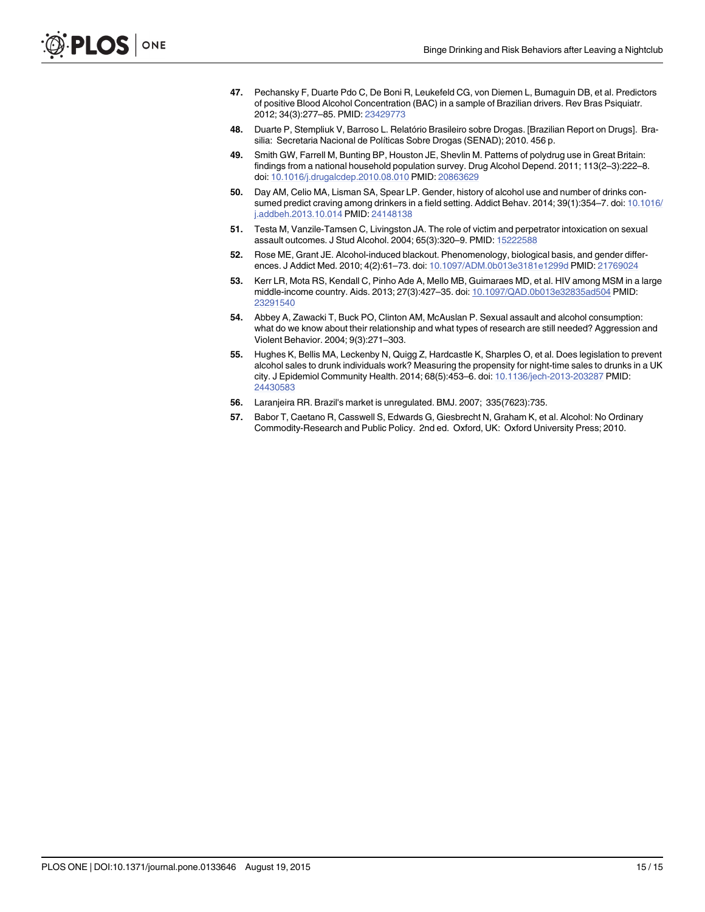47. Pechansky F, Duarte Pdo C, De Boni R, Leukefeld CG, von Diemen L, Bumaguin DB, et al. Predictors of positive Blood Alcohol Concentration (BAC) in a sample of Brazilian drivers. Rev Bras Psiquiatr. 2012; 34(3):277–85. PMID: 23429773

48. Duarte P, Stempliuk V, Barroso L. Relatório Brasileiro sobre Drogas. [Brazilian Report on Drugs]. Brasilia: Secretaria Nacional de Políticas Sobre Drogas (SENAD); 2010. 456 p.

49. Smith GW, Farrell M, Bunting BP, Houston JE, Shevlin M. Patterns of polydrug use in Great Britain: findings from a national household population survey. Drug Alcohol Depend. 2011; 113(2–3):222–8. doi: 10.1016/j.drugalcdep.2010.08.010 PMID: 20863629

50. Day AM, Celio MA, Lisman SA, Spear LP. Gender, history of alcohol use and number of drinks consumed predict craving among drinkers in a field setting. Addict Behav. 2014; 39(1):354–7. doi: 10.1016/j.addbeh.2013.10.014 PMID: 24148138

51. Testa M, Vanzile-Tamsen C, Livingston JA. The role of victim and perpetrator intoxication on sexual assault outcomes. J Stud Alcohol. 2004; 65(3):320–9. PMID: 15222588

52. Rose ME, Grant JE. Alcohol-induced blackout. Phenomenology, biological basis, and gender differences. J Addict Med. 2010; 4(2):61–73. doi: 10.1097/ADM.0b013e3181e1299d PMID: 21769024

53. Kerr LR, Mota RS, Kendall C, Pinho Ade A, Mello MB, Guimaraes MD, et al. HIV among MSM in a large middle-income country. Aids. 2013; 27(3):427–35. doi: 10.1097/QAD.0b013e32835ad504 PMID: 23291540

54. Abbey A, Zawacki T, Buck PO, Clinton AM, McAuslan P. Sexual assault and alcohol consumption: what do we know about their relationship and what types of research are still needed? Aggression and Violent Behavior. 2004; 9(3):271–303.

55. Hughes K, Bellis MA, Leckenby N, Quigg Z, Hardcastle K, Sharples O, et al. Does legislation to prevent alcohol sales to drunk individuals work? Measuring the propensity for night-time sales to drunks in a UK city. J Epidemiol Community Health. 2014; 68(5):453–6. doi: 10.1136/jech-2013-203287 PMID: 24430583

56. Laranjeira RR. Brazil's market is unregulated. BMJ. 2007; 335(7623):735.

57. Babor T, Caetano R, Casswell S, Edwards G, Giesbrecht N, Graham K, et al. Alcohol: No Ordinary Commodity-Research and Public Policy. 2nd ed. Oxford, UK: Oxford University Press; 2010.